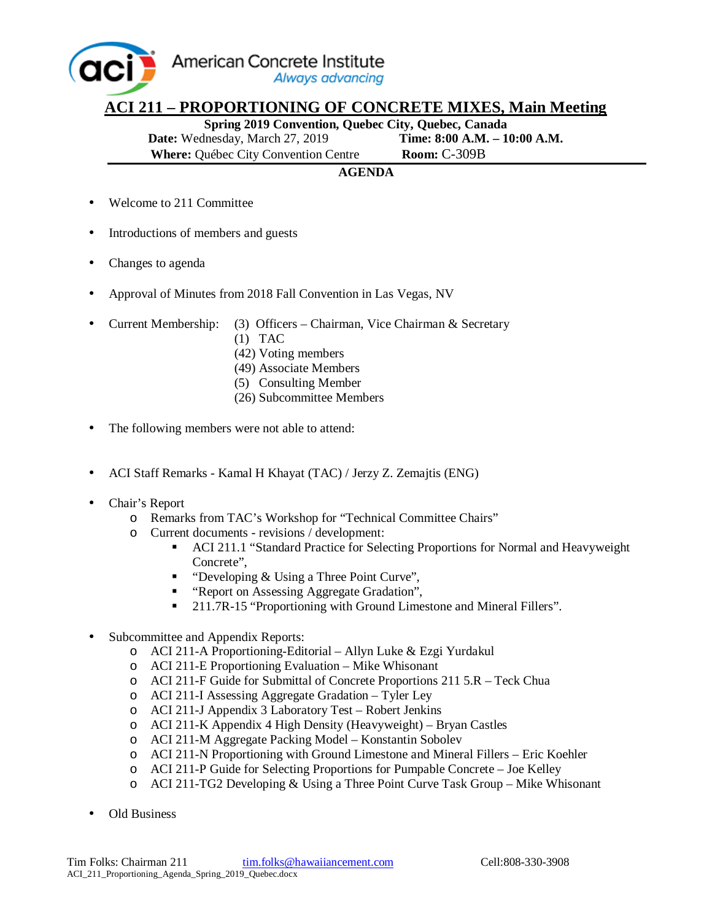American Concrete Institute
*Always advancing*

# ACI 211 – PROPORTIONING OF CONCRETE MIXES, Main Meeting

**Spring 2019 Convention, Quebec City, Quebec, Canada**

**Date:** Wednesday, March 27, 2019 **Time: 8:00 A.M. – 10:00 A.M.**

**Where:** Québec City Convention Centre **Room:** C-309B

**AGENDA**

- Welcome to 211 Committee
- Introductions of members and guests
- Changes to agenda
- Approval of Minutes from 2018 Fall Convention in Las Vegas, NV
- Current Membership: (3) Officers – Chairman, Vice Chairman & Secretary
  (1) TAC
  (42) Voting members
  (49) Associate Members
  (5) Consulting Member
  (26) Subcommittee Members
- The following members were not able to attend:
- ACI Staff Remarks - Kamal H Khayat (TAC) / Jerzy Z. Zemajtis (ENG)
- Chair's Report
  - Remarks from TAC's Workshop for "Technical Committee Chairs"
  - Current documents - revisions / development:
    - ACI 211.1 "Standard Practice for Selecting Proportions for Normal and Heavyweight Concrete",
    - "Developing & Using a Three Point Curve",
    - "Report on Assessing Aggregate Gradation",
    - 211.7R-15 "Proportioning with Ground Limestone and Mineral Fillers".
- Subcommittee and Appendix Reports:
  - ACI 211-A Proportioning-Editorial – Allyn Luke & Ezgi Yurdakul
  - ACI 211-E Proportioning Evaluation – Mike Whisonant
  - ACI 211-F Guide for Submittal of Concrete Proportions 211 5.R – Teck Chua
  - ACI 211-I Assessing Aggregate Gradation – Tyler Ley
  - ACI 211-J Appendix 3 Laboratory Test – Robert Jenkins
  - ACI 211-K Appendix 4 High Density (Heavyweight) – Bryan Castles
  - ACI 211-M Aggregate Packing Model – Konstantin Sobolev
  - ACI 211-N Proportioning with Ground Limestone and Mineral Fillers – Eric Koehler
  - ACI 211-P Guide for Selecting Proportions for Pumpable Concrete – Joe Kelley
  - ACI 211-TG2 Developing & Using a Three Point Curve Task Group – Mike Whisonant
- Old Business

Tim Folks: Chairman 211 tim.folks@hawaiiancement.com Cell:808-330-3908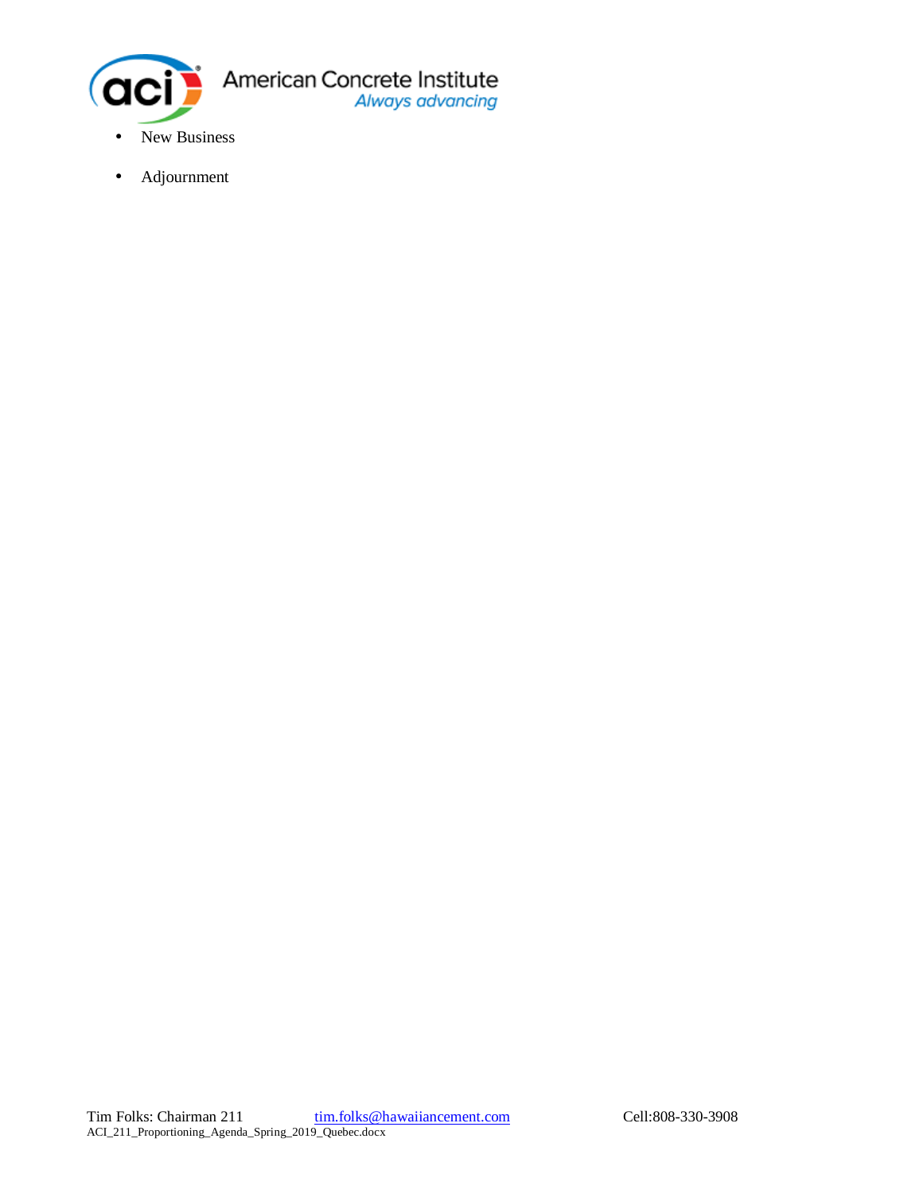- New Business
- Adjournment